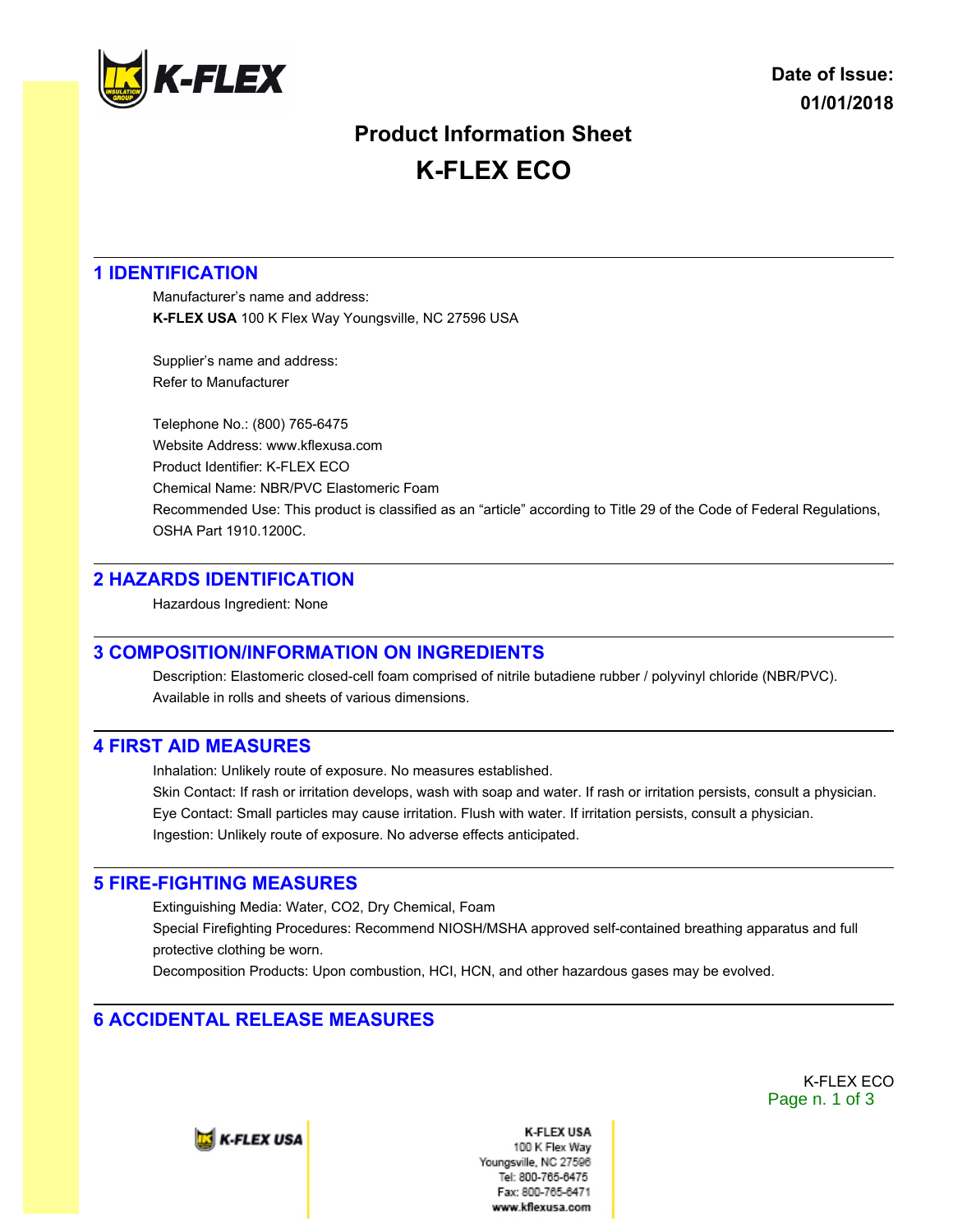**Date of Issue:**
**01/01/2018**

# Product Information Sheet
# K-FLEX ECO

## 1 IDENTIFICATION

Manufacturer's name and address:
**K-FLEX USA** 100 K Flex Way Youngsville, NC 27596 USA

Supplier's name and address:
Refer to Manufacturer

Telephone No.: (800) 765-6475
Website Address: www.kflexusa.com
Product Identifier: K-FLEX ECO
Chemical Name: NBR/PVC Elastomeric Foam
Recommended Use: This product is classified as an "article" according to Title 29 of the Code of Federal Regulations, OSHA Part 1910.1200C.

## 2 HAZARDS IDENTIFICATION

Hazardous Ingredient: None

## 3 COMPOSITION/INFORMATION ON INGREDIENTS

Description: Elastomeric closed-cell foam comprised of nitrile butadiene rubber / polyvinyl chloride (NBR/PVC). Available in rolls and sheets of various dimensions.

## 4 FIRST AID MEASURES

Inhalation: Unlikely route of exposure. No measures established.
Skin Contact: If rash or irritation develops, wash with soap and water. If rash or irritation persists, consult a physician.
Eye Contact: Small particles may cause irritation. Flush with water. If irritation persists, consult a physician.
Ingestion: Unlikely route of exposure. No adverse effects anticipated.

## 5 FIRE-FIGHTING MEASURES

Extinguishing Media: Water, $CO_2$, Dry Chemical, Foam
Special Firefighting Procedures: Recommend NIOSH/MSHA approved self-contained breathing apparatus and full protective clothing be worn.
Decomposition Products: Upon combustion, HCl, HCN, and other hazardous gases may be evolved.

## 6 ACCIDENTAL RELEASE MEASURES

K-FLEX USA
100 K Flex Way
Youngsville, NC 27596
Tel: 800-765-6475
Fax: 800-765-6471
www.kflexusa.com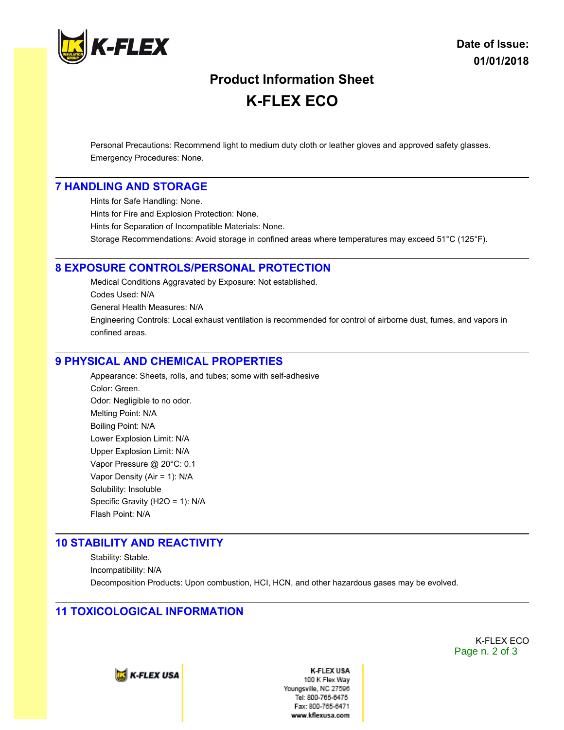Personal Precautions: Recommend light to medium duty cloth or leather gloves and approved safety glasses.

Emergency Procedures: None.

## 7 HANDLING AND STORAGE

Hints for Safe Handling: None.

Hints for Fire and Explosion Protection: None.

Hints for Separation of Incompatible Materials: None.

Storage Recommendations: Avoid storage in confined areas where temperatures may exceed 51°C (125°F).

## 8 EXPOSURE CONTROLS/PERSONAL PROTECTION

Medical Conditions Aggravated by Exposure: Not established.

Codes Used: N/A

General Health Measures: N/A

Engineering Controls: Local exhaust ventilation is recommended for control of airborne dust, fumes, and vapors in confined areas.

## 9 PHYSICAL AND CHEMICAL PROPERTIES

Appearance: Sheets, rolls, and tubes; some with self-adhesive

Color: Green.

Odor: Negligible to no odor.

Melting Point: N/A

Boiling Point: N/A

Lower Explosion Limit: N/A

Upper Explosion Limit: N/A

Vapor Pressure @ 20°C: 0.1

Vapor Density (Air = 1): N/A

Solubility: Insoluble

Specific Gravity ($H_2O$ = 1): N/A

Flash Point: N/A

## 10 STABILITY AND REACTIVITY

Stability: Stable.

Incompatibility: N/A

Decomposition Products: Upon combustion, HCI, HCN, and other hazardous gases may be evolved.

## 11 TOXICOLOGICAL INFORMATION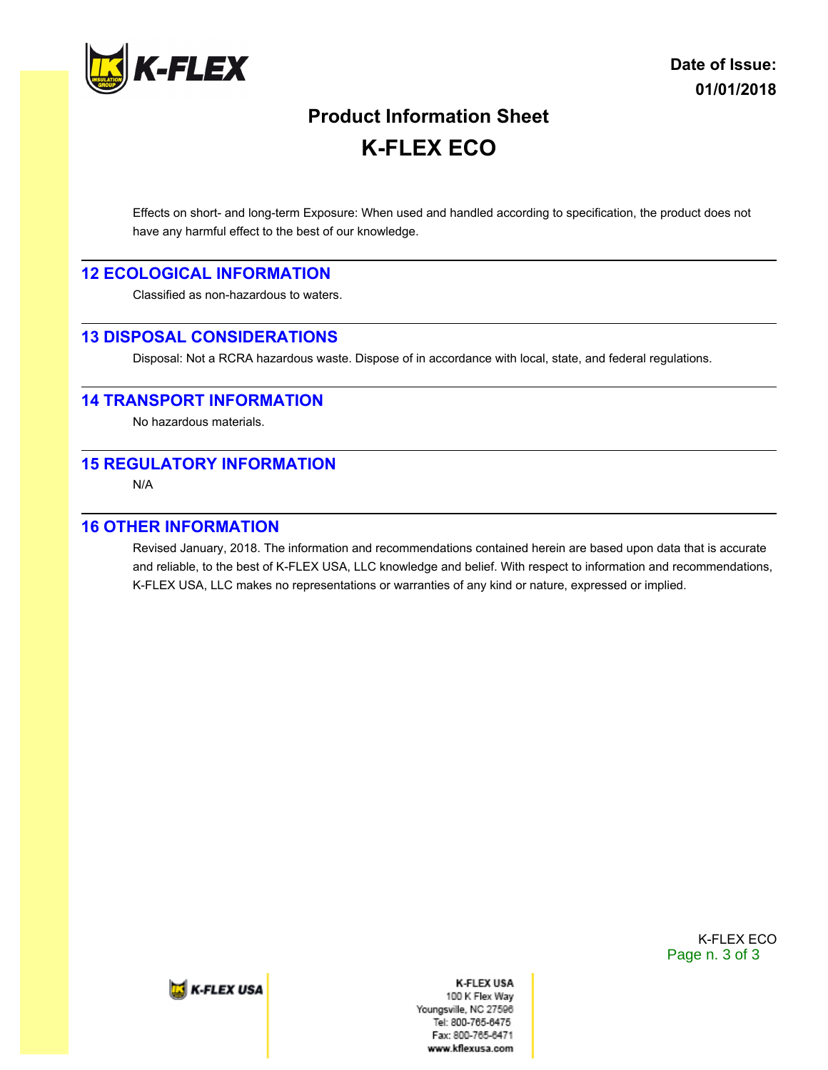Effects on short- and long-term Exposure: When used and handled according to specification, the product does not have any harmful effect to the best of our knowledge.

## 12 ECOLOGICAL INFORMATION

Classified as non-hazardous to waters.

## 13 DISPOSAL CONSIDERATIONS

Disposal: Not a RCRA hazardous waste. Dispose of in accordance with local, state, and federal regulations.

## 14 TRANSPORT INFORMATION

No hazardous materials.

## 15 REGULATORY INFORMATION

N/A

## 16 OTHER INFORMATION

Revised January, 2018. The information and recommendations contained herein are based upon data that is accurate and reliable, to the best of K-FLEX USA, LLC knowledge and belief. With respect to information and recommendations, K-FLEX USA, LLC makes no representations or warranties of any kind or nature, expressed or implied.